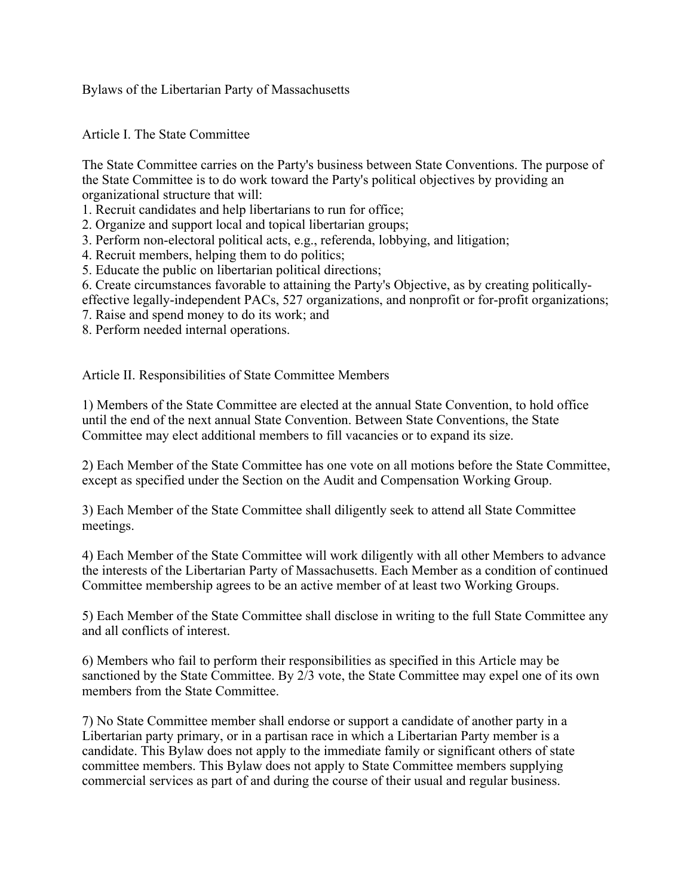# Bylaws of the Libertarian Party of Massachusetts

## Article I. The State Committee

The State Committee carries on the Party's business between State Conventions. The purpose of the State Committee is to do work toward the Party's political objectives by providing an organizational structure that will:

1. Recruit candidates and help libertarians to run for office;
2. Organize and support local and topical libertarian groups;
3. Perform non-electoral political acts, e.g., referenda, lobbying, and litigation;
4. Recruit members, helping them to do politics;
5. Educate the public on libertarian political directions;
6. Create circumstances favorable to attaining the Party's Objective, as by creating politically-effective legally-independent PACs, 527 organizations, and nonprofit or for-profit organizations;
7. Raise and spend money to do its work; and
8. Perform needed internal operations.

## Article II. Responsibilities of State Committee Members

1) Members of the State Committee are elected at the annual State Convention, to hold office until the end of the next annual State Convention. Between State Conventions, the State Committee may elect additional members to fill vacancies or to expand its size.

2) Each Member of the State Committee has one vote on all motions before the State Committee, except as specified under the Section on the Audit and Compensation Working Group.

3) Each Member of the State Committee shall diligently seek to attend all State Committee meetings.

4) Each Member of the State Committee will work diligently with all other Members to advance the interests of the Libertarian Party of Massachusetts. Each Member as a condition of continued Committee membership agrees to be an active member of at least two Working Groups.

5) Each Member of the State Committee shall disclose in writing to the full State Committee any and all conflicts of interest.

6) Members who fail to perform their responsibilities as specified in this Article may be sanctioned by the State Committee. By 2/3 vote, the State Committee may expel one of its own members from the State Committee.

7) No State Committee member shall endorse or support a candidate of another party in a Libertarian party primary, or in a partisan race in which a Libertarian Party member is a candidate. This Bylaw does not apply to the immediate family or significant others of state committee members. This Bylaw does not apply to State Committee members supplying commercial services as part of and during the course of their usual and regular business.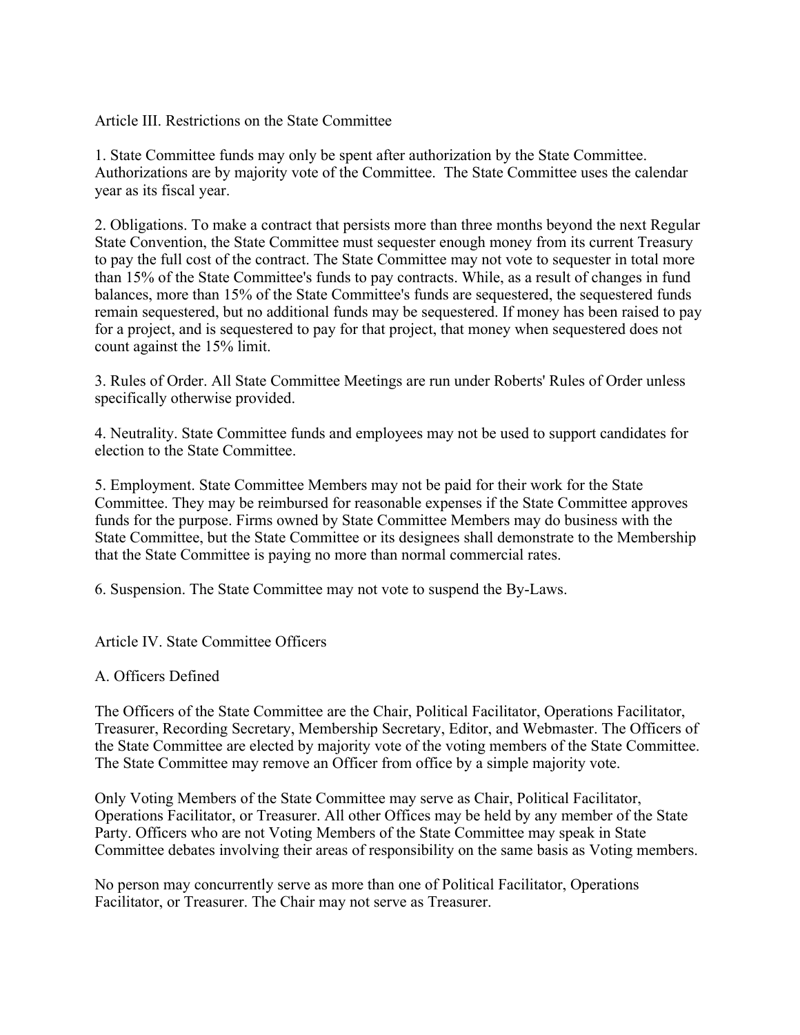## Article III. Restrictions on the State Committee

1. State Committee funds may only be spent after authorization by the State Committee. Authorizations are by majority vote of the Committee. The State Committee uses the calendar year as its fiscal year.

2. Obligations. To make a contract that persists more than three months beyond the next Regular State Convention, the State Committee must sequester enough money from its current Treasury to pay the full cost of the contract. The State Committee may not vote to sequester in total more than 15% of the State Committee's funds to pay contracts. While, as a result of changes in fund balances, more than 15% of the State Committee's funds are sequestered, the sequestered funds remain sequestered, but no additional funds may be sequestered. If money has been raised to pay for a project, and is sequestered to pay for that project, that money when sequestered does not count against the 15% limit.

3. Rules of Order. All State Committee Meetings are run under Roberts' Rules of Order unless specifically otherwise provided.

4. Neutrality. State Committee funds and employees may not be used to support candidates for election to the State Committee.

5. Employment. State Committee Members may not be paid for their work for the State Committee. They may be reimbursed for reasonable expenses if the State Committee approves funds for the purpose. Firms owned by State Committee Members may do business with the State Committee, but the State Committee or its designees shall demonstrate to the Membership that the State Committee is paying no more than normal commercial rates.

6. Suspension. The State Committee may not vote to suspend the By-Laws.

## Article IV. State Committee Officers

### A. Officers Defined

The Officers of the State Committee are the Chair, Political Facilitator, Operations Facilitator, Treasurer, Recording Secretary, Membership Secretary, Editor, and Webmaster. The Officers of the State Committee are elected by majority vote of the voting members of the State Committee. The State Committee may remove an Officer from office by a simple majority vote.

Only Voting Members of the State Committee may serve as Chair, Political Facilitator, Operations Facilitator, or Treasurer. All other Offices may be held by any member of the State Party. Officers who are not Voting Members of the State Committee may speak in State Committee debates involving their areas of responsibility on the same basis as Voting members.

No person may concurrently serve as more than one of Political Facilitator, Operations Facilitator, or Treasurer. The Chair may not serve as Treasurer.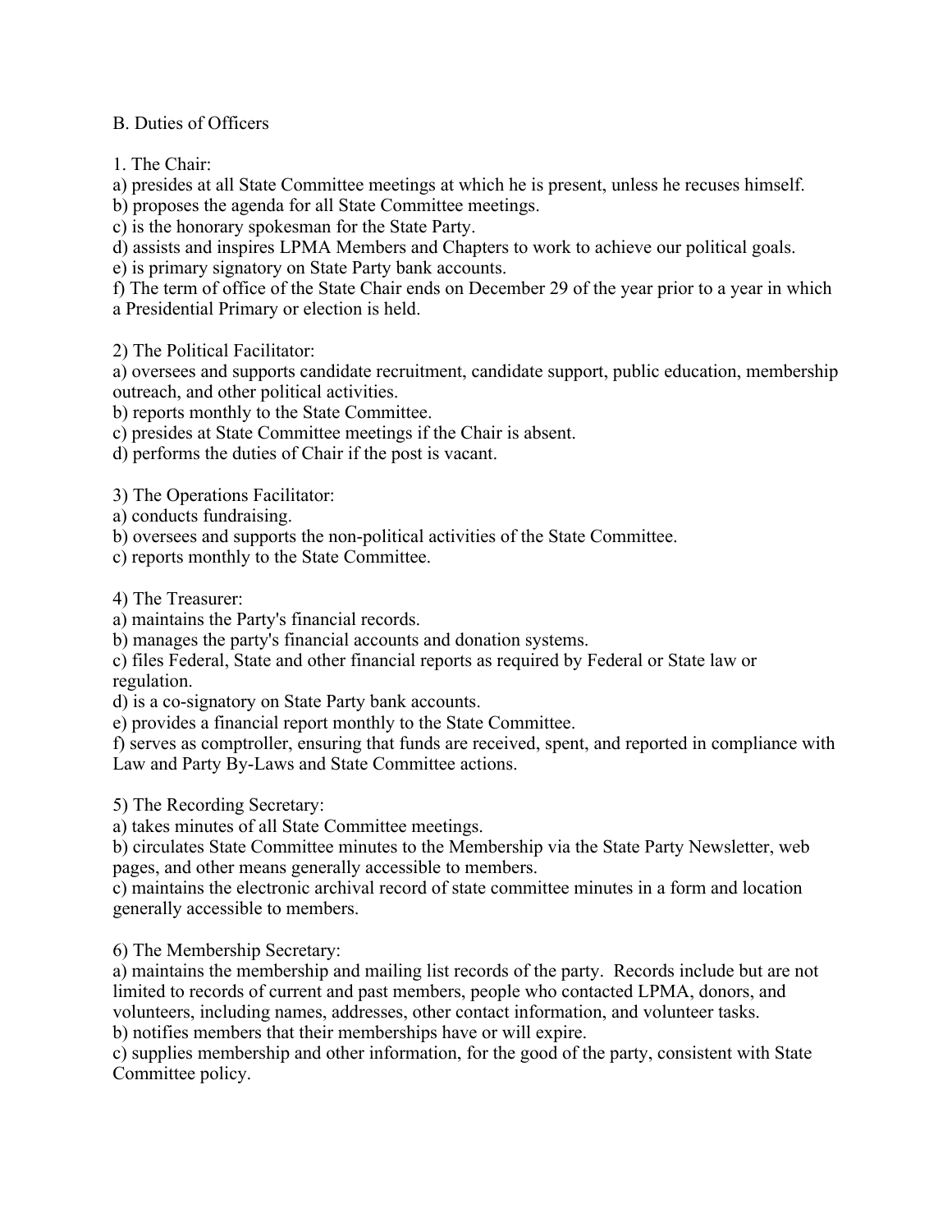B. Duties of Officers

1. The Chair:

a) presides at all State Committee meetings at which he is present, unless he recuses himself.
b) proposes the agenda for all State Committee meetings.
c) is the honorary spokesman for the State Party.
d) assists and inspires LPMA Members and Chapters to work to achieve our political goals.
e) is primary signatory on State Party bank accounts.
f) The term of office of the State Chair ends on December 29 of the year prior to a year in which a Presidential Primary or election is held.

2) The Political Facilitator:

a) oversees and supports candidate recruitment, candidate support, public education, membership outreach, and other political activities.
b) reports monthly to the State Committee.
c) presides at State Committee meetings if the Chair is absent.
d) performs the duties of Chair if the post is vacant.

3) The Operations Facilitator:

a) conducts fundraising.
b) oversees and supports the non-political activities of the State Committee.
c) reports monthly to the State Committee.

4) The Treasurer:

a) maintains the Party's financial records.
b) manages the party's financial accounts and donation systems.
c) files Federal, State and other financial reports as required by Federal or State law or regulation.
d) is a co-signatory on State Party bank accounts.
e) provides a financial report monthly to the State Committee.
f) serves as comptroller, ensuring that funds are received, spent, and reported in compliance with Law and Party By-Laws and State Committee actions.

5) The Recording Secretary:

a) takes minutes of all State Committee meetings.
b) circulates State Committee minutes to the Membership via the State Party Newsletter, web pages, and other means generally accessible to members.
c) maintains the electronic archival record of state committee minutes in a form and location generally accessible to members.

6) The Membership Secretary:

a) maintains the membership and mailing list records of the party. Records include but are not limited to records of current and past members, people who contacted LPMA, donors, and volunteers, including names, addresses, other contact information, and volunteer tasks.
b) notifies members that their memberships have or will expire.
c) supplies membership and other information, for the good of the party, consistent with State Committee policy.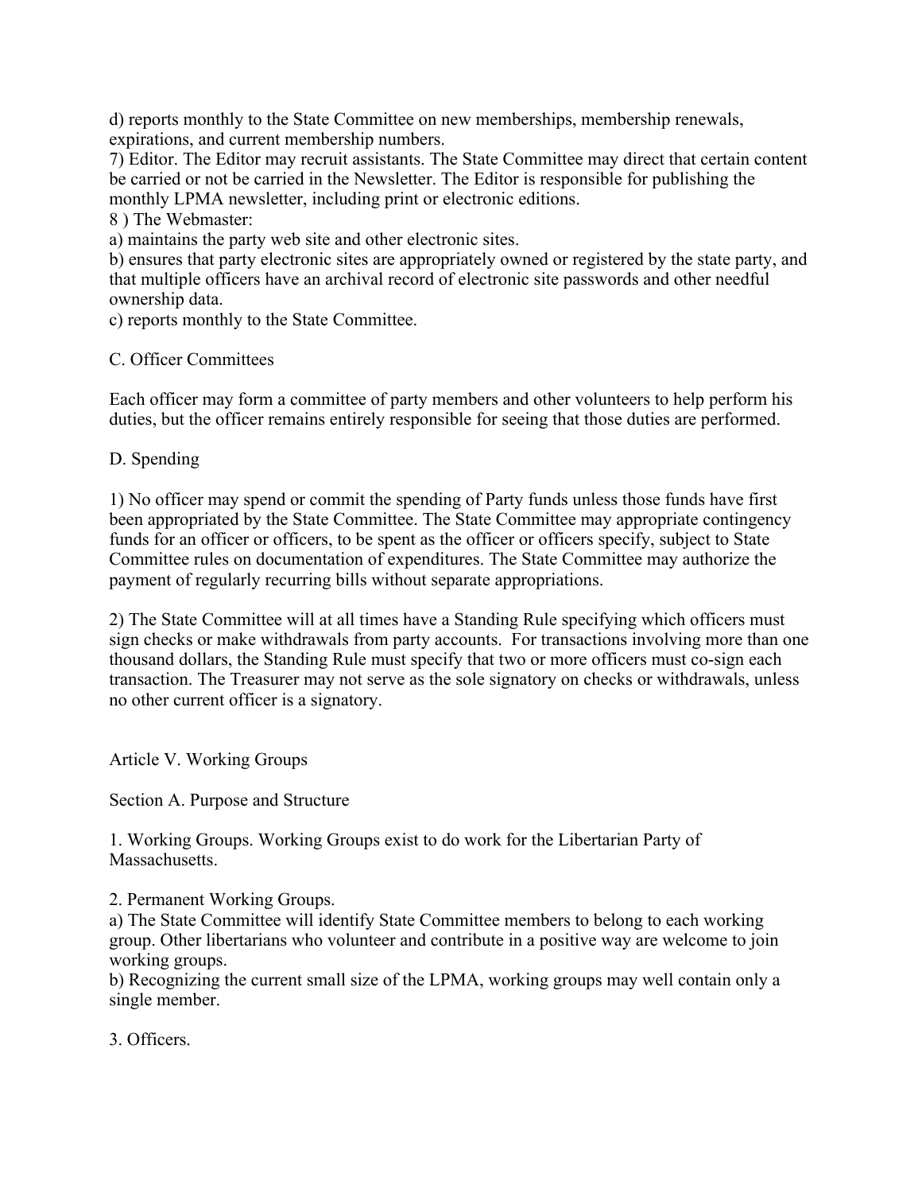d) reports monthly to the State Committee on new memberships, membership renewals, expirations, and current membership numbers.

7) Editor. The Editor may recruit assistants. The State Committee may direct that certain content be carried or not be carried in the Newsletter. The Editor is responsible for publishing the monthly LPMA newsletter, including print or electronic editions.

8 ) The Webmaster:

a) maintains the party web site and other electronic sites.

b) ensures that party electronic sites are appropriately owned or registered by the state party, and that multiple officers have an archival record of electronic site passwords and other needful ownership data.

c) reports monthly to the State Committee.

C. Officer Committees

Each officer may form a committee of party members and other volunteers to help perform his duties, but the officer remains entirely responsible for seeing that those duties are performed.

D. Spending

1) No officer may spend or commit the spending of Party funds unless those funds have first been appropriated by the State Committee. The State Committee may appropriate contingency funds for an officer or officers, to be spent as the officer or officers specify, subject to State Committee rules on documentation of expenditures. The State Committee may authorize the payment of regularly recurring bills without separate appropriations.

2) The State Committee will at all times have a Standing Rule specifying which officers must sign checks or make withdrawals from party accounts. For transactions involving more than one thousand dollars, the Standing Rule must specify that two or more officers must co-sign each transaction. The Treasurer may not serve as the sole signatory on checks or withdrawals, unless no other current officer is a signatory.

Article V. Working Groups

Section A. Purpose and Structure

1. Working Groups. Working Groups exist to do work for the Libertarian Party of Massachusetts.

2. Permanent Working Groups.

a) The State Committee will identify State Committee members to belong to each working group. Other libertarians who volunteer and contribute in a positive way are welcome to join working groups.

b) Recognizing the current small size of the LPMA, working groups may well contain only a single member.

3. Officers.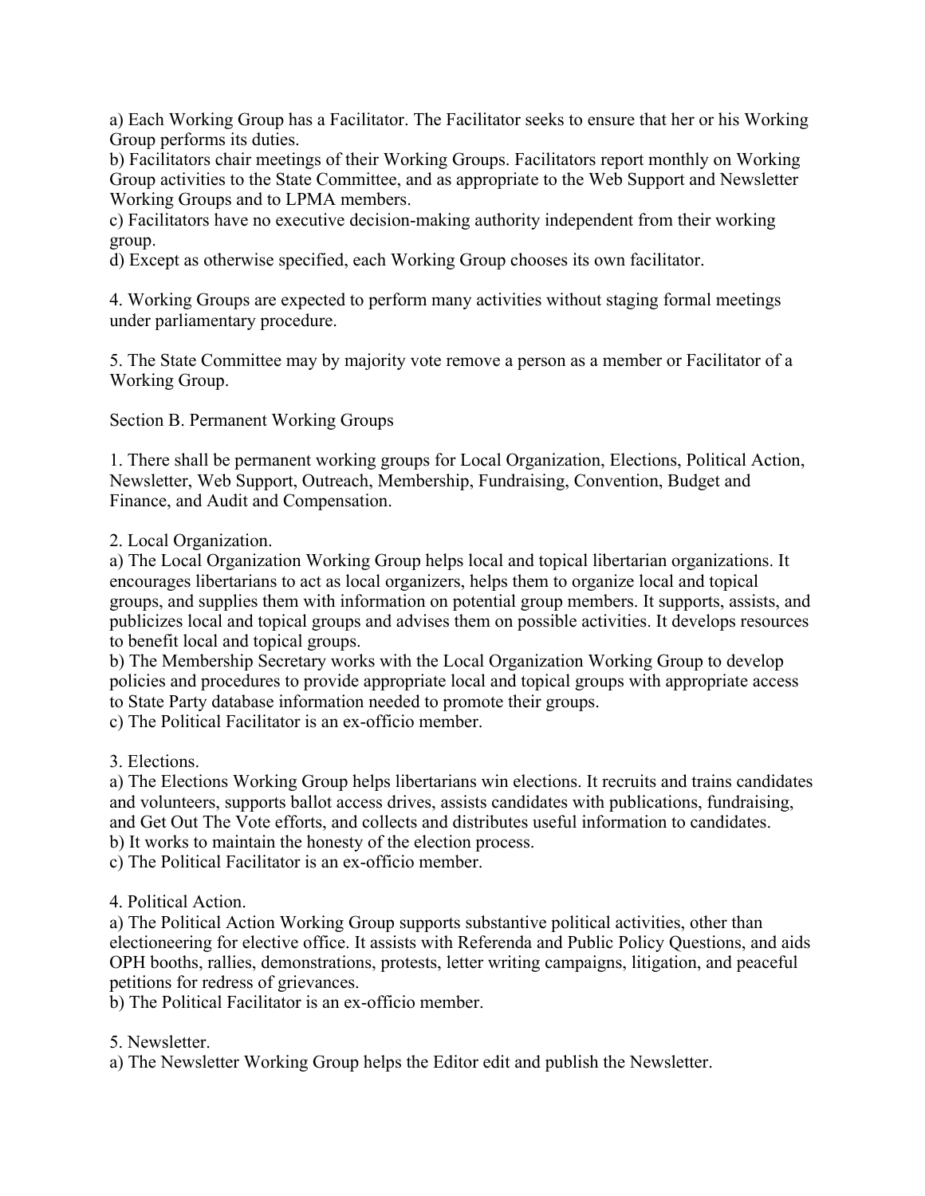a) Each Working Group has a Facilitator. The Facilitator seeks to ensure that her or his Working Group performs its duties.
b) Facilitators chair meetings of their Working Groups. Facilitators report monthly on Working Group activities to the State Committee, and as appropriate to the Web Support and Newsletter Working Groups and to LPMA members.
c) Facilitators have no executive decision-making authority independent from their working group.
d) Except as otherwise specified, each Working Group chooses its own facilitator.

4. Working Groups are expected to perform many activities without staging formal meetings under parliamentary procedure.

5. The State Committee may by majority vote remove a person as a member or Facilitator of a Working Group.

Section B. Permanent Working Groups

1. There shall be permanent working groups for Local Organization, Elections, Political Action, Newsletter, Web Support, Outreach, Membership, Fundraising, Convention, Budget and Finance, and Audit and Compensation.

2. Local Organization.
a) The Local Organization Working Group helps local and topical libertarian organizations. It encourages libertarians to act as local organizers, helps them to organize local and topical groups, and supplies them with information on potential group members. It supports, assists, and publicizes local and topical groups and advises them on possible activities. It develops resources to benefit local and topical groups.
b) The Membership Secretary works with the Local Organization Working Group to develop policies and procedures to provide appropriate local and topical groups with appropriate access to State Party database information needed to promote their groups.
c) The Political Facilitator is an ex-officio member.

3. Elections.
a) The Elections Working Group helps libertarians win elections. It recruits and trains candidates and volunteers, supports ballot access drives, assists candidates with publications, fundraising, and Get Out The Vote efforts, and collects and distributes useful information to candidates.
b) It works to maintain the honesty of the election process.
c) The Political Facilitator is an ex-officio member.

4. Political Action.
a) The Political Action Working Group supports substantive political activities, other than electioneering for elective office. It assists with Referenda and Public Policy Questions, and aids OPH booths, rallies, demonstrations, protests, letter writing campaigns, litigation, and peaceful petitions for redress of grievances.
b) The Political Facilitator is an ex-officio member.

5. Newsletter.
a) The Newsletter Working Group helps the Editor edit and publish the Newsletter.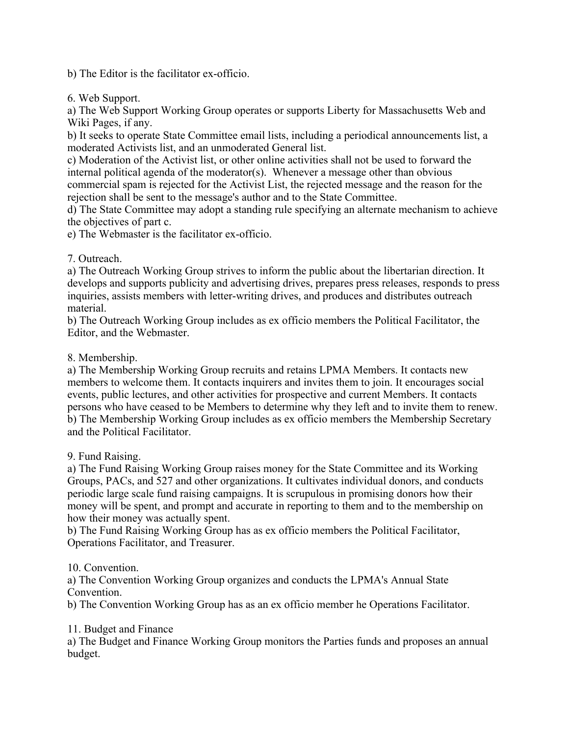b) The Editor is the facilitator ex-officio.

6. Web Support.
a) The Web Support Working Group operates or supports Liberty for Massachusetts Web and Wiki Pages, if any.
b) It seeks to operate State Committee email lists, including a periodical announcements list, a moderated Activists list, and an unmoderated General list.
c) Moderation of the Activist list, or other online activities shall not be used to forward the internal political agenda of the moderator(s). Whenever a message other than obvious commercial spam is rejected for the Activist List, the rejected message and the reason for the rejection shall be sent to the message's author and to the State Committee.
d) The State Committee may adopt a standing rule specifying an alternate mechanism to achieve the objectives of part c.
e) The Webmaster is the facilitator ex-officio.

7. Outreach.
a) The Outreach Working Group strives to inform the public about the libertarian direction. It develops and supports publicity and advertising drives, prepares press releases, responds to press inquiries, assists members with letter-writing drives, and produces and distributes outreach material.
b) The Outreach Working Group includes as ex officio members the Political Facilitator, the Editor, and the Webmaster.

8. Membership.
a) The Membership Working Group recruits and retains LPMA Members. It contacts new members to welcome them. It contacts inquirers and invites them to join. It encourages social events, public lectures, and other activities for prospective and current Members. It contacts persons who have ceased to be Members to determine why they left and to invite them to renew.
b) The Membership Working Group includes as ex officio members the Membership Secretary and the Political Facilitator.

9. Fund Raising.
a) The Fund Raising Working Group raises money for the State Committee and its Working Groups, PACs, and 527 and other organizations. It cultivates individual donors, and conducts periodic large scale fund raising campaigns. It is scrupulous in promising donors how their money will be spent, and prompt and accurate in reporting to them and to the membership on how their money was actually spent.
b) The Fund Raising Working Group has as ex officio members the Political Facilitator, Operations Facilitator, and Treasurer.

10. Convention.
a) The Convention Working Group organizes and conducts the LPMA's Annual State Convention.
b) The Convention Working Group has as an ex officio member he Operations Facilitator.

11. Budget and Finance
a) The Budget and Finance Working Group monitors the Parties funds and proposes an annual budget.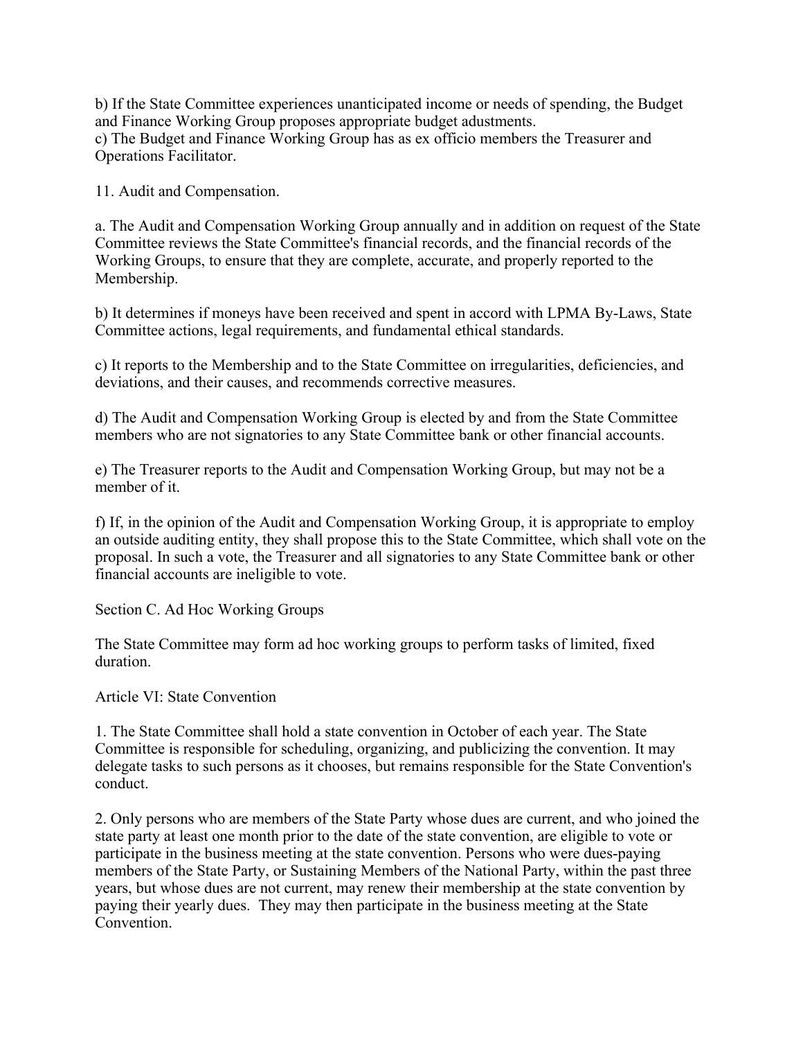b) If the State Committee experiences unanticipated income or needs of spending, the Budget and Finance Working Group proposes appropriate budget adustments.
c) The Budget and Finance Working Group has as ex officio members the Treasurer and Operations Facilitator.

11. Audit and Compensation.

a. The Audit and Compensation Working Group annually and in addition on request of the State Committee reviews the State Committee's financial records, and the financial records of the Working Groups, to ensure that they are complete, accurate, and properly reported to the Membership.

b) It determines if moneys have been received and spent in accord with LPMA By-Laws, State Committee actions, legal requirements, and fundamental ethical standards.

c) It reports to the Membership and to the State Committee on irregularities, deficiencies, and deviations, and their causes, and recommends corrective measures.

d) The Audit and Compensation Working Group is elected by and from the State Committee members who are not signatories to any State Committee bank or other financial accounts.

e) The Treasurer reports to the Audit and Compensation Working Group, but may not be a member of it.

f) If, in the opinion of the Audit and Compensation Working Group, it is appropriate to employ an outside auditing entity, they shall propose this to the State Committee, which shall vote on the proposal. In such a vote, the Treasurer and all signatories to any State Committee bank or other financial accounts are ineligible to vote.

Section C. Ad Hoc Working Groups

The State Committee may form ad hoc working groups to perform tasks of limited, fixed duration.

Article VI: State Convention

1. The State Committee shall hold a state convention in October of each year. The State Committee is responsible for scheduling, organizing, and publicizing the convention. It may delegate tasks to such persons as it chooses, but remains responsible for the State Convention's conduct.

2. Only persons who are members of the State Party whose dues are current, and who joined the state party at least one month prior to the date of the state convention, are eligible to vote or participate in the business meeting at the state convention. Persons who were dues-paying members of the State Party, or Sustaining Members of the National Party, within the past three years, but whose dues are not current, may renew their membership at the state convention by paying their yearly dues. They may then participate in the business meeting at the State Convention.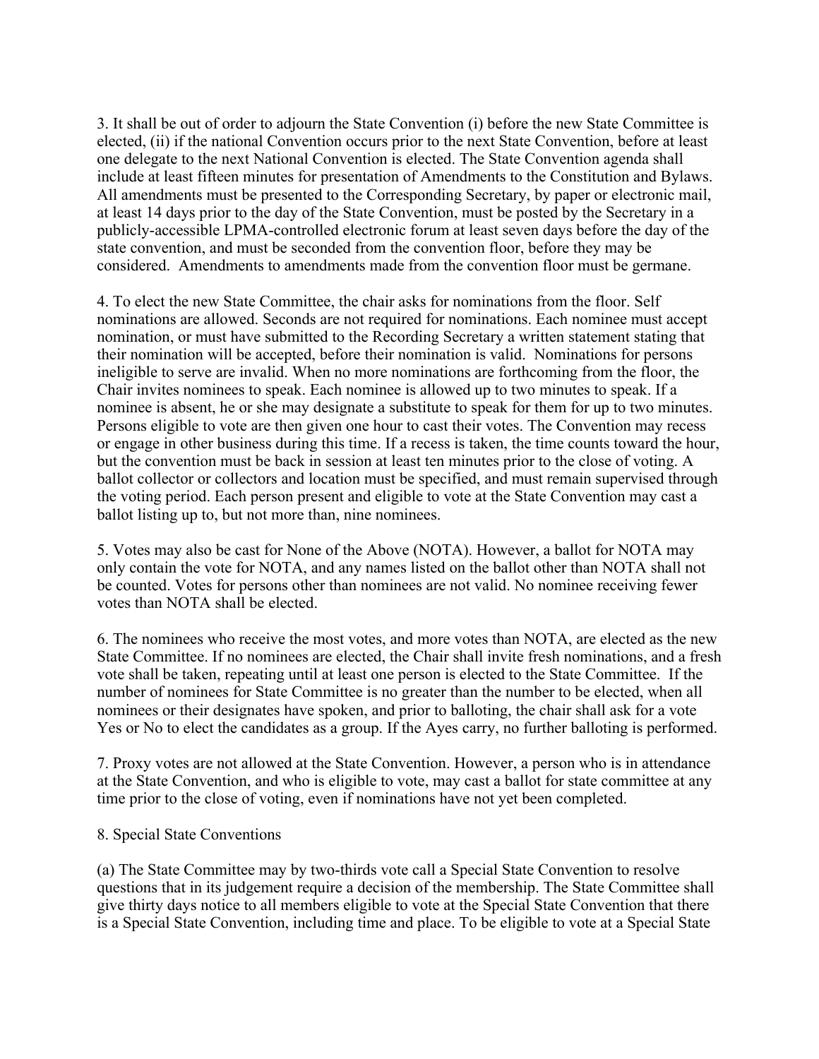3. It shall be out of order to adjourn the State Convention (i) before the new State Committee is elected, (ii) if the national Convention occurs prior to the next State Convention, before at least one delegate to the next National Convention is elected. The State Convention agenda shall include at least fifteen minutes for presentation of Amendments to the Constitution and Bylaws. All amendments must be presented to the Corresponding Secretary, by paper or electronic mail, at least 14 days prior to the day of the State Convention, must be posted by the Secretary in a publicly-accessible LPMA-controlled electronic forum at least seven days before the day of the state convention, and must be seconded from the convention floor, before they may be considered. Amendments to amendments made from the convention floor must be germane.

4. To elect the new State Committee, the chair asks for nominations from the floor. Self nominations are allowed. Seconds are not required for nominations. Each nominee must accept nomination, or must have submitted to the Recording Secretary a written statement stating that their nomination will be accepted, before their nomination is valid. Nominations for persons ineligible to serve are invalid. When no more nominations are forthcoming from the floor, the Chair invites nominees to speak. Each nominee is allowed up to two minutes to speak. If a nominee is absent, he or she may designate a substitute to speak for them for up to two minutes. Persons eligible to vote are then given one hour to cast their votes. The Convention may recess or engage in other business during this time. If a recess is taken, the time counts toward the hour, but the convention must be back in session at least ten minutes prior to the close of voting. A ballot collector or collectors and location must be specified, and must remain supervised through the voting period. Each person present and eligible to vote at the State Convention may cast a ballot listing up to, but not more than, nine nominees.

5. Votes may also be cast for None of the Above (NOTA). However, a ballot for NOTA may only contain the vote for NOTA, and any names listed on the ballot other than NOTA shall not be counted. Votes for persons other than nominees are not valid. No nominee receiving fewer votes than NOTA shall be elected.

6. The nominees who receive the most votes, and more votes than NOTA, are elected as the new State Committee. If no nominees are elected, the Chair shall invite fresh nominations, and a fresh vote shall be taken, repeating until at least one person is elected to the State Committee. If the number of nominees for State Committee is no greater than the number to be elected, when all nominees or their designates have spoken, and prior to balloting, the chair shall ask for a vote Yes or No to elect the candidates as a group. If the Ayes carry, no further balloting is performed.

7. Proxy votes are not allowed at the State Convention. However, a person who is in attendance at the State Convention, and who is eligible to vote, may cast a ballot for state committee at any time prior to the close of voting, even if nominations have not yet been completed.

8. Special State Conventions

(a) The State Committee may by two-thirds vote call a Special State Convention to resolve questions that in its judgement require a decision of the membership. The State Committee shall give thirty days notice to all members eligible to vote at the Special State Convention that there is a Special State Convention, including time and place. To be eligible to vote at a Special State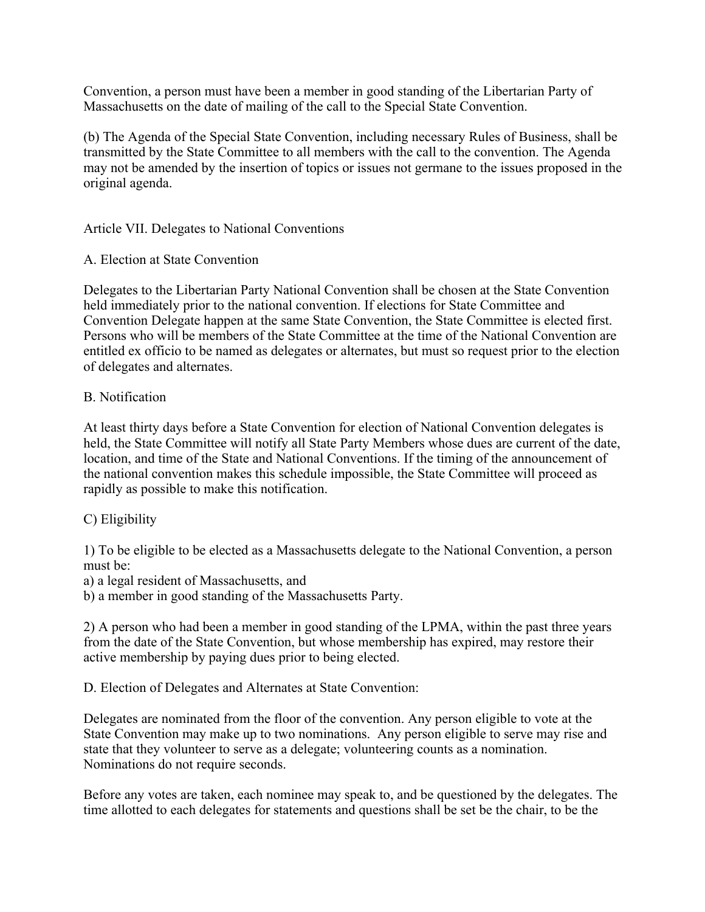Convention, a person must have been a member in good standing of the Libertarian Party of Massachusetts on the date of mailing of the call to the Special State Convention.

(b) The Agenda of the Special State Convention, including necessary Rules of Business, shall be transmitted by the State Committee to all members with the call to the convention. The Agenda may not be amended by the insertion of topics or issues not germane to the issues proposed in the original agenda.

## Article VII. Delegates to National Conventions

### A. Election at State Convention

Delegates to the Libertarian Party National Convention shall be chosen at the State Convention held immediately prior to the national convention. If elections for State Committee and Convention Delegate happen at the same State Convention, the State Committee is elected first. Persons who will be members of the State Committee at the time of the National Convention are entitled ex officio to be named as delegates or alternates, but must so request prior to the election of delegates and alternates.

### B. Notification

At least thirty days before a State Convention for election of National Convention delegates is held, the State Committee will notify all State Party Members whose dues are current of the date, location, and time of the State and National Conventions. If the timing of the announcement of the national convention makes this schedule impossible, the State Committee will proceed as rapidly as possible to make this notification.

### C) Eligibility

1) To be eligible to be elected as a Massachusetts delegate to the National Convention, a person must be:
a) a legal resident of Massachusetts, and
b) a member in good standing of the Massachusetts Party.

2) A person who had been a member in good standing of the LPMA, within the past three years from the date of the State Convention, but whose membership has expired, may restore their active membership by paying dues prior to being elected.

### D. Election of Delegates and Alternates at State Convention:

Delegates are nominated from the floor of the convention. Any person eligible to vote at the State Convention may make up to two nominations. Any person eligible to serve may rise and state that they volunteer to serve as a delegate; volunteering counts as a nomination. Nominations do not require seconds.

Before any votes are taken, each nominee may speak to, and be questioned by the delegates. The time allotted to each delegates for statements and questions shall be set be the chair, to be the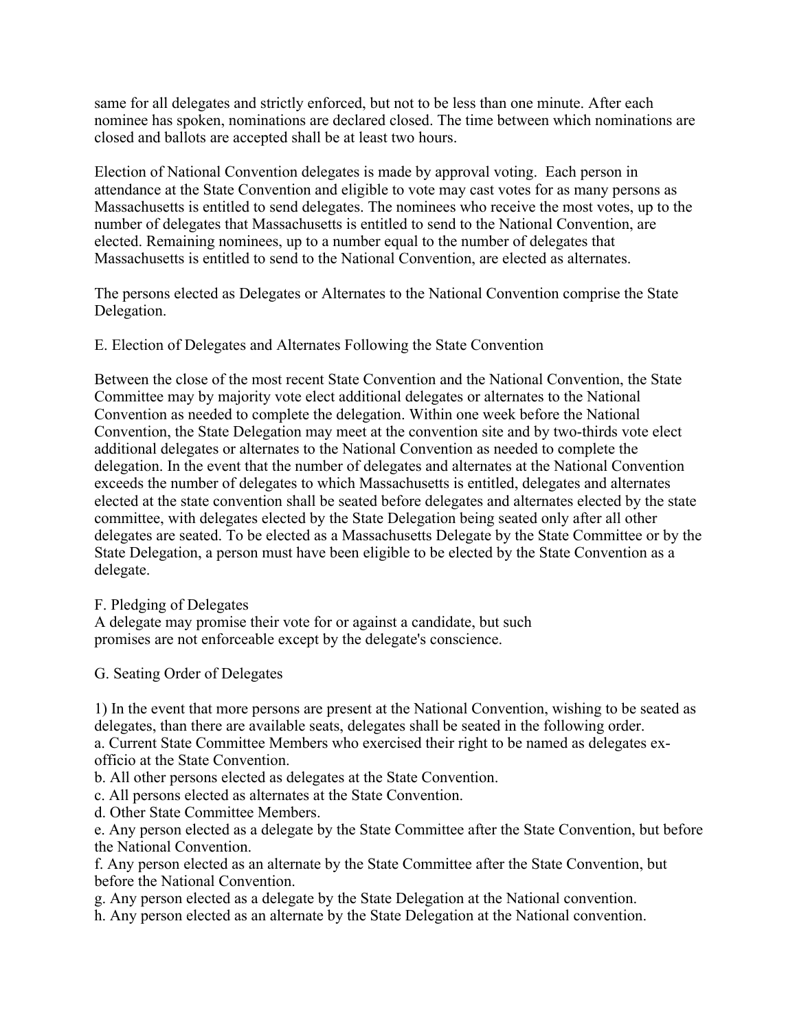same for all delegates and strictly enforced, but not to be less than one minute. After each nominee has spoken, nominations are declared closed. The time between which nominations are closed and ballots are accepted shall be at least two hours.

Election of National Convention delegates is made by approval voting. Each person in attendance at the State Convention and eligible to vote may cast votes for as many persons as Massachusetts is entitled to send delegates. The nominees who receive the most votes, up to the number of delegates that Massachusetts is entitled to send to the National Convention, are elected. Remaining nominees, up to a number equal to the number of delegates that Massachusetts is entitled to send to the National Convention, are elected as alternates.

The persons elected as Delegates or Alternates to the National Convention comprise the State Delegation.

E. Election of Delegates and Alternates Following the State Convention

Between the close of the most recent State Convention and the National Convention, the State Committee may by majority vote elect additional delegates or alternates to the National Convention as needed to complete the delegation. Within one week before the National Convention, the State Delegation may meet at the convention site and by two-thirds vote elect additional delegates or alternates to the National Convention as needed to complete the delegation. In the event that the number of delegates and alternates at the National Convention exceeds the number of delegates to which Massachusetts is entitled, delegates and alternates elected at the state convention shall be seated before delegates and alternates elected by the state committee, with delegates elected by the State Delegation being seated only after all other delegates are seated. To be elected as a Massachusetts Delegate by the State Committee or by the State Delegation, a person must have been eligible to be elected by the State Convention as a delegate.

F. Pledging of Delegates
A delegate may promise their vote for or against a candidate, but such promises are not enforceable except by the delegate's conscience.

G. Seating Order of Delegates

1) In the event that more persons are present at the National Convention, wishing to be seated as delegates, than there are available seats, delegates shall be seated in the following order.
a. Current State Committee Members who exercised their right to be named as delegates ex-officio at the State Convention.
b. All other persons elected as delegates at the State Convention.
c. All persons elected as alternates at the State Convention.
d. Other State Committee Members.
e. Any person elected as a delegate by the State Committee after the State Convention, but before the National Convention.
f. Any person elected as an alternate by the State Committee after the State Convention, but before the National Convention.
g. Any person elected as a delegate by the State Delegation at the National convention.
h. Any person elected as an alternate by the State Delegation at the National convention.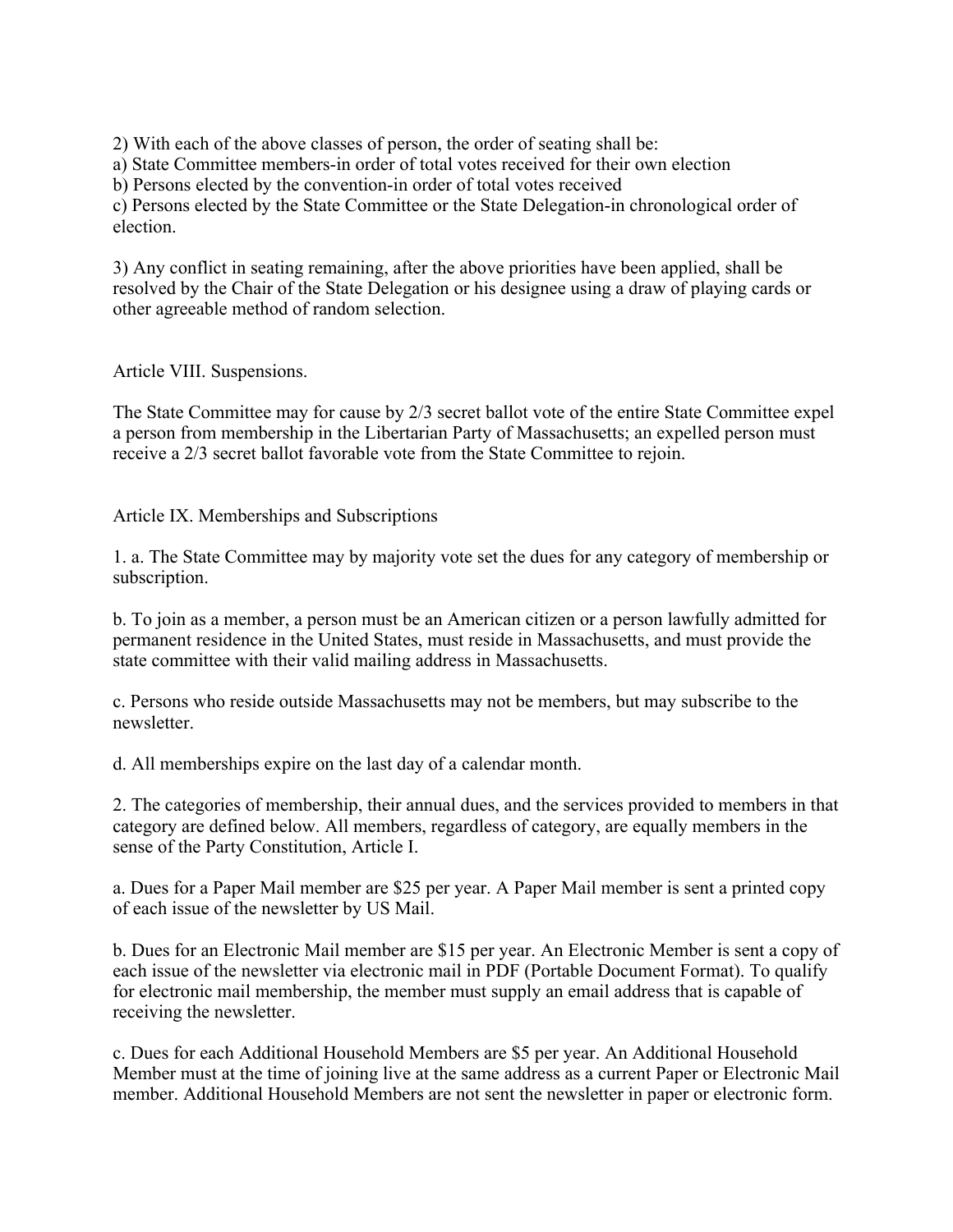2) With each of the above classes of person, the order of seating shall be:
a) State Committee members-in order of total votes received for their own election
b) Persons elected by the convention-in order of total votes received
c) Persons elected by the State Committee or the State Delegation-in chronological order of election.

3) Any conflict in seating remaining, after the above priorities have been applied, shall be resolved by the Chair of the State Delegation or his designee using a draw of playing cards or other agreeable method of random selection.

## Article VIII. Suspensions.

The State Committee may for cause by 2/3 secret ballot vote of the entire State Committee expel a person from membership in the Libertarian Party of Massachusetts; an expelled person must receive a 2/3 secret ballot favorable vote from the State Committee to rejoin.

## Article IX. Memberships and Subscriptions

1. a. The State Committee may by majority vote set the dues for any category of membership or subscription.

b. To join as a member, a person must be an American citizen or a person lawfully admitted for permanent residence in the United States, must reside in Massachusetts, and must provide the state committee with their valid mailing address in Massachusetts.

c. Persons who reside outside Massachusetts may not be members, but may subscribe to the newsletter.

d. All memberships expire on the last day of a calendar month.

2. The categories of membership, their annual dues, and the services provided to members in that category are defined below. All members, regardless of category, are equally members in the sense of the Party Constitution, Article I.

a. Dues for a Paper Mail member are $25 per year. A Paper Mail member is sent a printed copy of each issue of the newsletter by US Mail.

b. Dues for an Electronic Mail member are $15 per year. An Electronic Member is sent a copy of each issue of the newsletter via electronic mail in PDF (Portable Document Format). To qualify for electronic mail membership, the member must supply an email address that is capable of receiving the newsletter.

c. Dues for each Additional Household Members are $5 per year. An Additional Household Member must at the time of joining live at the same address as a current Paper or Electronic Mail member. Additional Household Members are not sent the newsletter in paper or electronic form.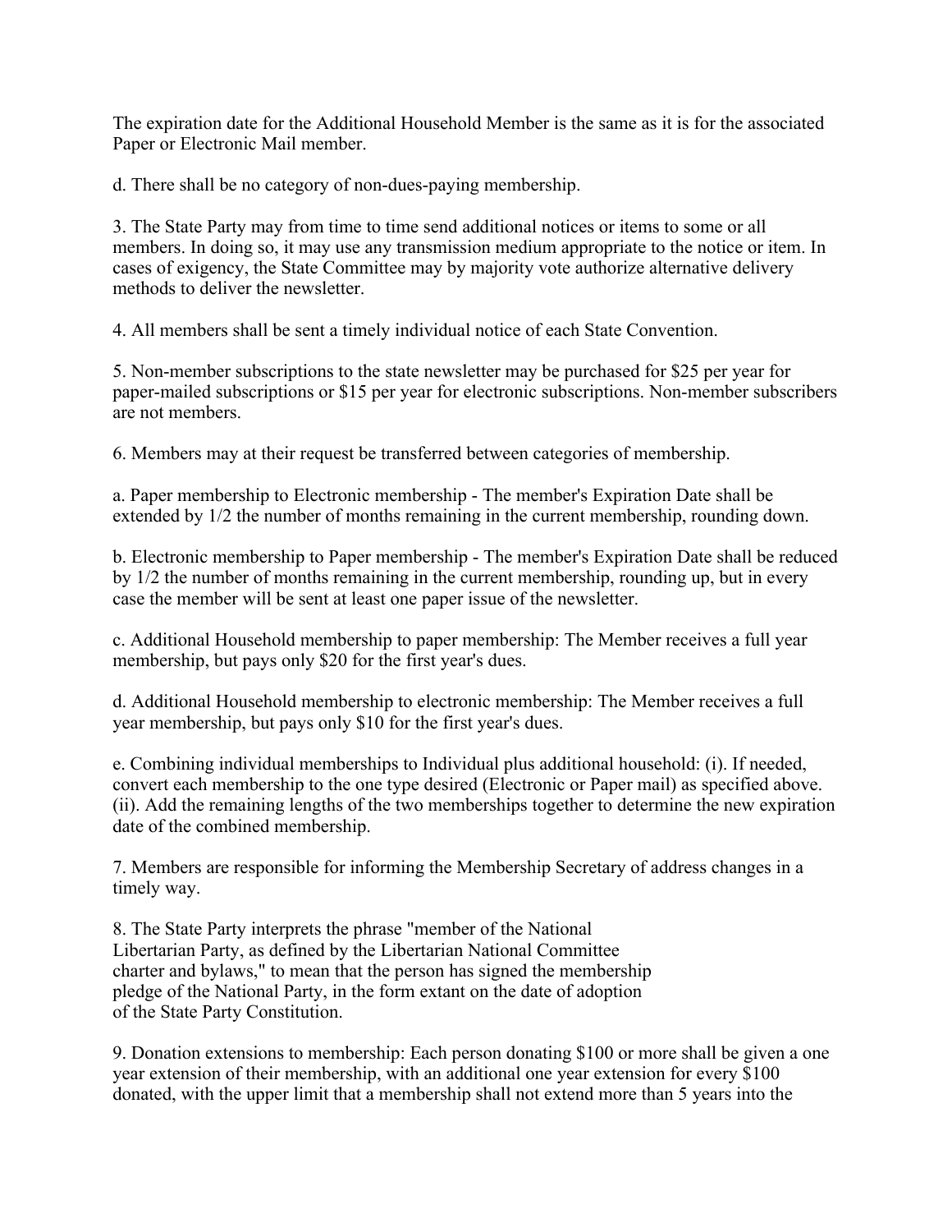The expiration date for the Additional Household Member is the same as it is for the associated Paper or Electronic Mail member.

d. There shall be no category of non-dues-paying membership.

3. The State Party may from time to time send additional notices or items to some or all members. In doing so, it may use any transmission medium appropriate to the notice or item. In cases of exigency, the State Committee may by majority vote authorize alternative delivery methods to deliver the newsletter.

4. All members shall be sent a timely individual notice of each State Convention.

5. Non-member subscriptions to the state newsletter may be purchased for $25 per year for paper-mailed subscriptions or $15 per year for electronic subscriptions. Non-member subscribers are not members.

6. Members may at their request be transferred between categories of membership.

a. Paper membership to Electronic membership - The member's Expiration Date shall be extended by 1/2 the number of months remaining in the current membership, rounding down.

b. Electronic membership to Paper membership - The member's Expiration Date shall be reduced by 1/2 the number of months remaining in the current membership, rounding up, but in every case the member will be sent at least one paper issue of the newsletter.

c. Additional Household membership to paper membership: The Member receives a full year membership, but pays only $20 for the first year's dues.

d. Additional Household membership to electronic membership: The Member receives a full year membership, but pays only $10 for the first year's dues.

e. Combining individual memberships to Individual plus additional household: (i). If needed, convert each membership to the one type desired (Electronic or Paper mail) as specified above. (ii). Add the remaining lengths of the two memberships together to determine the new expiration date of the combined membership.

7. Members are responsible for informing the Membership Secretary of address changes in a timely way.

8. The State Party interprets the phrase "member of the National Libertarian Party, as defined by the Libertarian National Committee charter and bylaws," to mean that the person has signed the membership pledge of the National Party, in the form extant on the date of adoption of the State Party Constitution.

9. Donation extensions to membership: Each person donating $100 or more shall be given a one year extension of their membership, with an additional one year extension for every $100 donated, with the upper limit that a membership shall not extend more than 5 years into the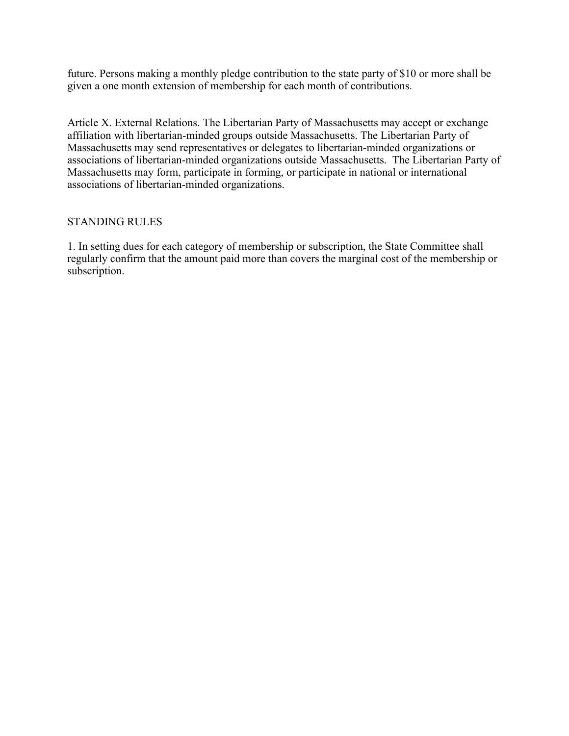future. Persons making a monthly pledge contribution to the state party of $10 or more shall be given a one month extension of membership for each month of contributions.

Article X. External Relations. The Libertarian Party of Massachusetts may accept or exchange affiliation with libertarian-minded groups outside Massachusetts. The Libertarian Party of Massachusetts may send representatives or delegates to libertarian-minded organizations or associations of libertarian-minded organizations outside Massachusetts. The Libertarian Party of Massachusetts may form, participate in forming, or participate in national or international associations of libertarian-minded organizations.

## STANDING RULES

1. In setting dues for each category of membership or subscription, the State Committee shall regularly confirm that the amount paid more than covers the marginal cost of the membership or subscription.